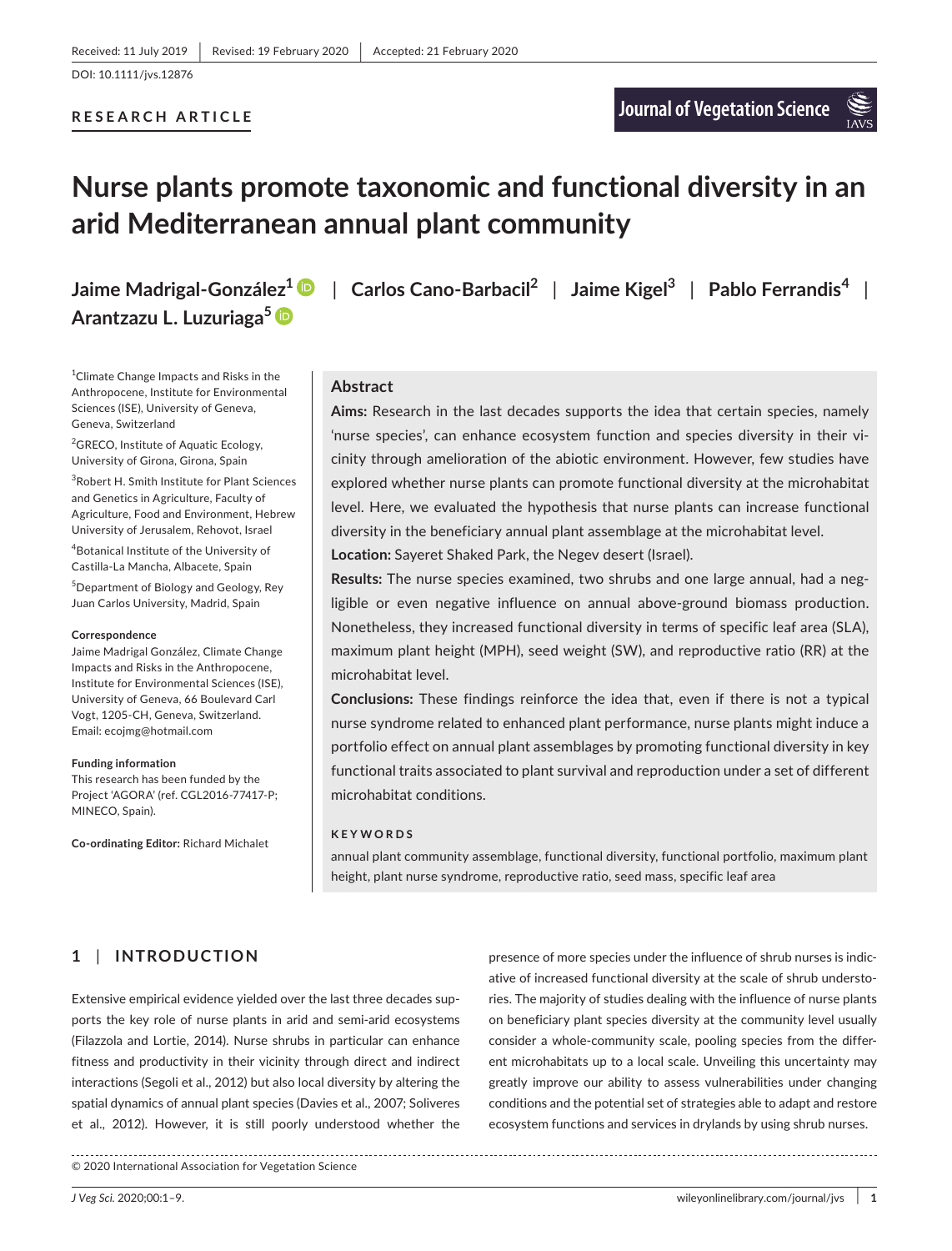Received: 11 July 2019 | Revised: 19 February 2020 | Accepted: 21 February 2020

DOI: 10.1111/jvs.12876

**RESEARCH ARTICLE**

# Nurse plants promote taxonomic and functional diversity in an arid Mediterranean annual plant community

**Jaime Madrigal-González[1] | Carlos Cano-Barbacil[2] | Jaime Kigel[3] | Pablo Ferrandis[4] | Arantzazu L. Luzuriaga[5]**

[1]Climate Change Impacts and Risks in the Anthropocene, Institute for Environmental Sciences (ISE), University of Geneva, Geneva, Switzerland

[2]GRECO, Institute of Aquatic Ecology, University of Girona, Girona, Spain

[3]Robert H. Smith Institute for Plant Sciences and Genetics in Agriculture, Faculty of Agriculture, Food and Environment, Hebrew University of Jerusalem, Rehovot, Israel

[4]Botanical Institute of the University of Castilla-La Mancha, Albacete, Spain

[5]Department of Biology and Geology, Rey Juan Carlos University, Madrid, Spain

**Correspondence**
Jaime Madrigal González, Climate Change Impacts and Risks in the Anthropocene, Institute for Environmental Sciences (ISE), University of Geneva, 66 Boulevard Carl Vogt, 1205-CH, Geneva, Switzerland.
Email: ecojmg@hotmail.com

**Funding information**
This research has been funded by the Project 'AGORA' (ref. CGL2016-77417-P; MINECO, Spain).

**Co-ordinating Editor:** Richard Michalet

## Abstract

**Aims:** Research in the last decades supports the idea that certain species, namely 'nurse species', can enhance ecosystem function and species diversity in their vicinity through amelioration of the abiotic environment. However, few studies have explored whether nurse plants can promote functional diversity at the microhabitat level. Here, we evaluated the hypothesis that nurse plants can increase functional diversity in the beneficiary annual plant assemblage at the microhabitat level.

**Location:** Sayeret Shaked Park, the Negev desert (Israel).

**Results:** The nurse species examined, two shrubs and one large annual, had a negligible or even negative influence on annual above-ground biomass production. Nonetheless, they increased functional diversity in terms of specific leaf area (SLA), maximum plant height (MPH), seed weight (SW), and reproductive ratio (RR) at the microhabitat level.

**Conclusions:** These findings reinforce the idea that, even if there is not a typical nurse syndrome related to enhanced plant performance, nurse plants might induce a portfolio effect on annual plant assemblages by promoting functional diversity in key functional traits associated to plant survival and reproduction under a set of different microhabitat conditions.

**KEYWORDS**

annual plant community assemblage, functional diversity, functional portfolio, maximum plant height, plant nurse syndrome, reproductive ratio, seed mass, specific leaf area

## 1 | INTRODUCTION

Extensive empirical evidence yielded over the last three decades supports the key role of nurse plants in arid and semi-arid ecosystems (Filazzola and Lortie, 2014). Nurse shrubs in particular can enhance fitness and productivity in their vicinity through direct and indirect interactions (Segoli et al., 2012) but also local diversity by altering the spatial dynamics of annual plant species (Davies et al., 2007; Soliveres et al., 2012). However, it is still poorly understood whether the presence of more species under the influence of shrub nurses is indicative of increased functional diversity at the scale of shrub understories. The majority of studies dealing with the influence of nurse plants on beneficiary plant species diversity at the community level usually consider a whole-community scale, pooling species from the different microhabitats up to a local scale. Unveiling this uncertainty may greatly improve our ability to assess vulnerabilities under changing conditions and the potential set of strategies able to adapt and restore ecosystem functions and services in drylands by using shrub nurses.

© 2020 International Association for Vegetation Science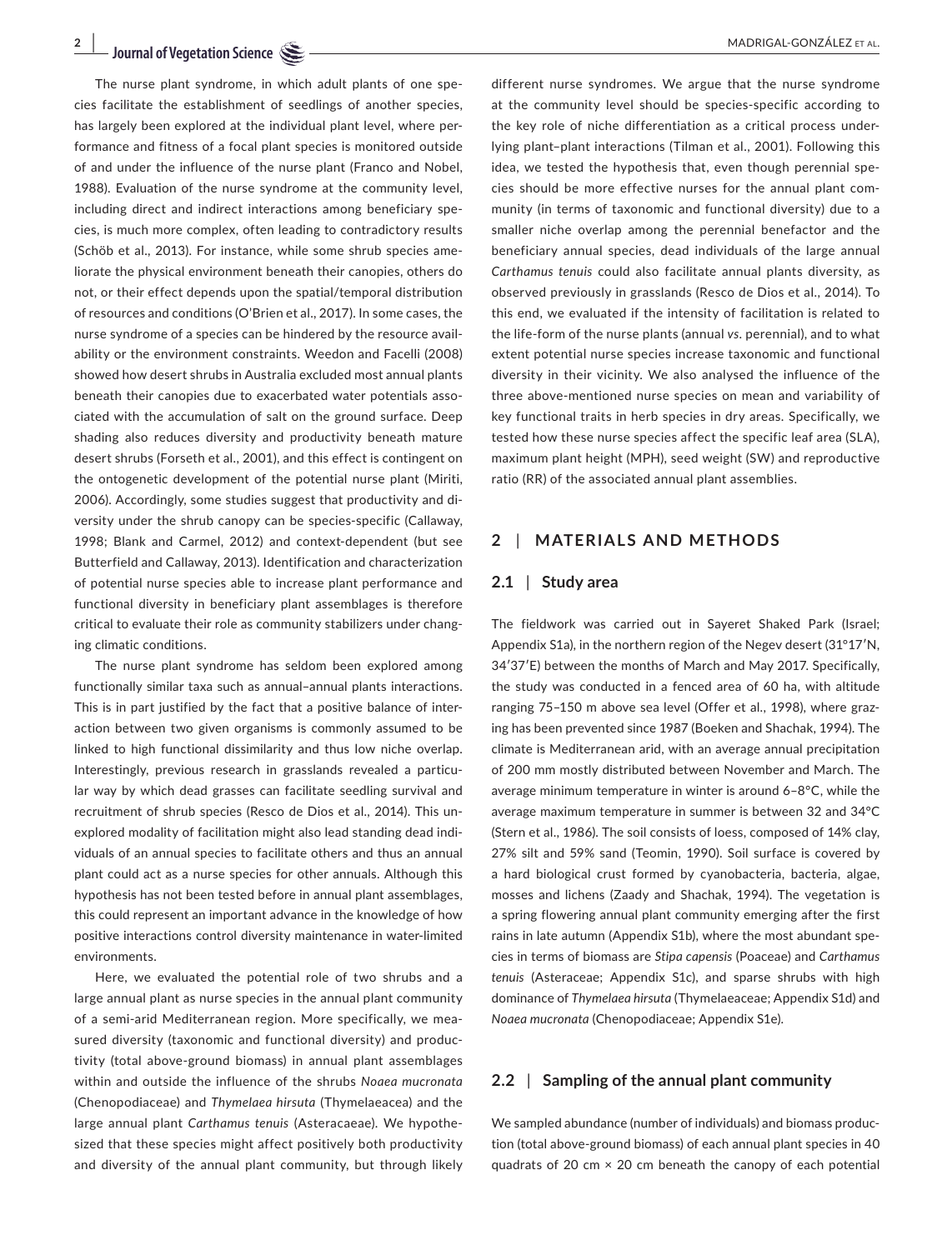The nurse plant syndrome, in which adult plants of one species facilitate the establishment of seedlings of another species, has largely been explored at the individual plant level, where performance and fitness of a focal plant species is monitored outside of and under the influence of the nurse plant (Franco and Nobel, 1988). Evaluation of the nurse syndrome at the community level, including direct and indirect interactions among beneficiary species, is much more complex, often leading to contradictory results (Schöb et al., 2013). For instance, while some shrub species ameliorate the physical environment beneath their canopies, others do not, or their effect depends upon the spatial/temporal distribution of resources and conditions (O'Brien et al., 2017). In some cases, the nurse syndrome of a species can be hindered by the resource availability or the environment constraints. Weedon and Facelli (2008) showed how desert shrubs in Australia excluded most annual plants beneath their canopies due to exacerbated water potentials associated with the accumulation of salt on the ground surface. Deep shading also reduces diversity and productivity beneath mature desert shrubs (Forseth et al., 2001), and this effect is contingent on the ontogenetic development of the potential nurse plant (Miriti, 2006). Accordingly, some studies suggest that productivity and diversity under the shrub canopy can be species-specific (Callaway, 1998; Blank and Carmel, 2012) and context-dependent (but see Butterfield and Callaway, 2013). Identification and characterization of potential nurse species able to increase plant performance and functional diversity in beneficiary plant assemblages is therefore critical to evaluate their role as community stabilizers under changing climatic conditions.

The nurse plant syndrome has seldom been explored among functionally similar taxa such as annual–annual plants interactions. This is in part justified by the fact that a positive balance of interaction between two given organisms is commonly assumed to be linked to high functional dissimilarity and thus low niche overlap. Interestingly, previous research in grasslands revealed a particular way by which dead grasses can facilitate seedling survival and recruitment of shrub species (Resco de Dios et al., 2014). This unexplored modality of facilitation might also lead standing dead individuals of an annual species to facilitate others and thus an annual plant could act as a nurse species for other annuals. Although this hypothesis has not been tested before in annual plant assemblages, this could represent an important advance in the knowledge of how positive interactions control diversity maintenance in water-limited environments.

Here, we evaluated the potential role of two shrubs and a large annual plant as nurse species in the annual plant community of a semi-arid Mediterranean region. More specifically, we measured diversity (taxonomic and functional diversity) and productivity (total above-ground biomass) in annual plant assemblages within and outside the influence of the shrubs *Noaea mucronata* (Chenopodiaceae) and *Thymelaea hirsuta* (Thymelaeacea) and the large annual plant *Carthamus tenuis* (Asteracaeae). We hypothesized that these species might affect positively both productivity and diversity of the annual plant community, but through likely different nurse syndromes. We argue that the nurse syndrome at the community level should be species-specific according to the key role of niche differentiation as a critical process underlying plant–plant interactions (Tilman et al., 2001). Following this idea, we tested the hypothesis that, even though perennial species should be more effective nurses for the annual plant community (in terms of taxonomic and functional diversity) due to a smaller niche overlap among the perennial benefactor and the beneficiary annual species, dead individuals of the large annual *Carthamus tenuis* could also facilitate annual plants diversity, as observed previously in grasslands (Resco de Dios et al., 2014). To this end, we evaluated if the intensity of facilitation is related to the life-form of the nurse plants (annual *vs*. perennial), and to what extent potential nurse species increase taxonomic and functional diversity in their vicinity. We also analysed the influence of the three above-mentioned nurse species on mean and variability of key functional traits in herb species in dry areas. Specifically, we tested how these nurse species affect the specific leaf area (SLA), maximum plant height (MPH), seed weight (SW) and reproductive ratio (RR) of the associated annual plant assemblies.

## 2 | MATERIALS AND METHODS

### 2.1 | Study area

The fieldwork was carried out in Sayeret Shaked Park (Israel; Appendix S1a), in the northern region of the Negev desert (31°17′N, 34′37′E) between the months of March and May 2017. Specifically, the study was conducted in a fenced area of 60 ha, with altitude ranging 75–150 m above sea level (Offer et al., 1998), where grazing has been prevented since 1987 (Boeken and Shachak, 1994). The climate is Mediterranean arid, with an average annual precipitation of 200 mm mostly distributed between November and March. The average minimum temperature in winter is around 6–8°C, while the average maximum temperature in summer is between 32 and 34°C (Stern et al., 1986). The soil consists of loess, composed of 14% clay, 27% silt and 59% sand (Teomin, 1990). Soil surface is covered by a hard biological crust formed by cyanobacteria, bacteria, algae, mosses and lichens (Zaady and Shachak, 1994). The vegetation is a spring flowering annual plant community emerging after the first rains in late autumn (Appendix S1b), where the most abundant species in terms of biomass are *Stipa capensis* (Poaceae) and *Carthamus tenuis* (Asteraceae; Appendix S1c), and sparse shrubs with high dominance of *Thymelaea hirsuta* (Thymelaeaceae; Appendix S1d) and *Noaea mucronata* (Chenopodiaceae; Appendix S1e).

### 2.2 | Sampling of the annual plant community

We sampled abundance (number of individuals) and biomass production (total above-ground biomass) of each annual plant species in 40 quadrats of 20 cm × 20 cm beneath the canopy of each potential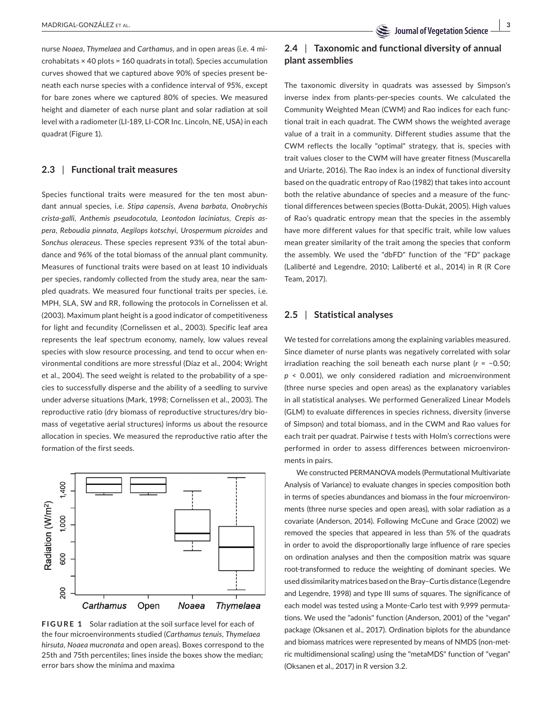nurse *Noaea*, *Thymelaea* and *Carthamus*, and in open areas (i.e. 4 microhabitats × 40 plots = 160 quadrats in total). Species accumulation curves showed that we captured above 90% of species present beneath each nurse species with a confidence interval of 95%, except for bare zones where we captured 80% of species. We measured height and diameter of each nurse plant and solar radiation at soil level with a radiometer (LI-189, LI-COR Inc. Lincoln, NE, USA) in each quadrat (Figure 1).

### 2.3 | Functional trait measures

Species functional traits were measured for the ten most abundant annual species, i.e. *Stipa capensis*, *Avena barbata*, *Onobrychis crista-galli*, *Anthemis pseudocotula*, *Leontodon laciniatus*, *Crepis aspera*, *Reboudia pinnata*, *Aegilops kotschyi*, *Urospermum picroides* and *Sonchus oleraceus*. These species represent 93% of the total abundance and 96% of the total biomass of the annual plant community. Measures of functional traits were based on at least 10 individuals per species, randomly collected from the study area, near the sampled quadrats. We measured four functional traits per species, i.e. MPH, SLA, SW and RR, following the protocols in Cornelissen et al. (2003). Maximum plant height is a good indicator of competitiveness for light and fecundity (Cornelissen et al., 2003). Specific leaf area represents the leaf spectrum economy, namely, low values reveal species with slow resource processing, and tend to occur when environmental conditions are more stressful (Díaz et al., 2004; Wright et al., 2004). The seed weight is related to the probability of a species to successfully disperse and the ability of a seedling to survive under adverse situations (Mark, 1998; Cornelissen et al., 2003). The reproductive ratio (dry biomass of reproductive structures/dry biomass of vegetative aerial structures) informs us about the resource allocation in species. We measured the reproductive ratio after the formation of the first seeds.

**FIGURE 1** Solar radiation at the soil surface level for each of the four microenvironments studied (*Carthamus tenuis*, *Thymelaea hirsuta*, *Noaea mucronata* and open areas). Boxes correspond to the 25th and 75th percentiles; lines inside the boxes show the median; error bars show the minima and maxima

### 2.4 | Taxonomic and functional diversity of annual plant assemblies

The taxonomic diversity in quadrats was assessed by Simpson's inverse index from plants-per-species counts. We calculated the Community Weighted Mean (CWM) and Rao indices for each functional trait in each quadrat. The CWM shows the weighted average value of a trait in a community. Different studies assume that the CWM reflects the locally "optimal" strategy, that is, species with trait values closer to the CWM will have greater fitness (Muscarella and Uriarte, 2016). The Rao index is an index of functional diversity based on the quadratic entropy of Rao (1982) that takes into account both the relative abundance of species and a measure of the functional differences between species (Botta-Dukát, 2005). High values of Rao's quadratic entropy mean that the species in the assembly have more different values for that specific trait, while low values mean greater similarity of the trait among the species that conform the assembly. We used the "dbFD" function of the "FD" package (Laliberté and Legendre, 2010; Laliberté et al., 2014) in R (R Core Team, 2017).

### 2.5 | Statistical analyses

We tested for correlations among the explaining variables measured. Since diameter of nurse plants was negatively correlated with solar irradiation reaching the soil beneath each nurse plant ($r = -0.50$; $p < 0.001$), we only considered radiation and microenvironment (three nurse species and open areas) as the explanatory variables in all statistical analyses. We performed Generalized Linear Models (GLM) to evaluate differences in species richness, diversity (inverse of Simpson) and total biomass, and in the CWM and Rao values for each trait per quadrat. Pairwise *t* tests with Holm's corrections were performed in order to assess differences between microenvironments in pairs.

We constructed PERMANOVA models (Permutational Multivariate Analysis of Variance) to evaluate changes in species composition both in terms of species abundances and biomass in the four microenvironments (three nurse species and open areas), with solar radiation as a covariate (Anderson, 2014). Following McCune and Grace (2002) we removed the species that appeared in less than 5% of the quadrats in order to avoid the disproportionally large influence of rare species on ordination analyses and then the composition matrix was square root-transformed to reduce the weighting of dominant species. We used dissimilarity matrices based on the Bray–Curtis distance (Legendre and Legendre, 1998) and type III sums of squares. The significance of each model was tested using a Monte-Carlo test with 9,999 permutations. We used the "adonis" function (Anderson, 2001) of the "vegan" package (Oksanen et al., 2017). Ordination biplots for the abundance and biomass matrices were represented by means of NMDS (non-metric multidimensional scaling) using the "metaMDS" function of "vegan" (Oksanen et al., 2017) in R version 3.2.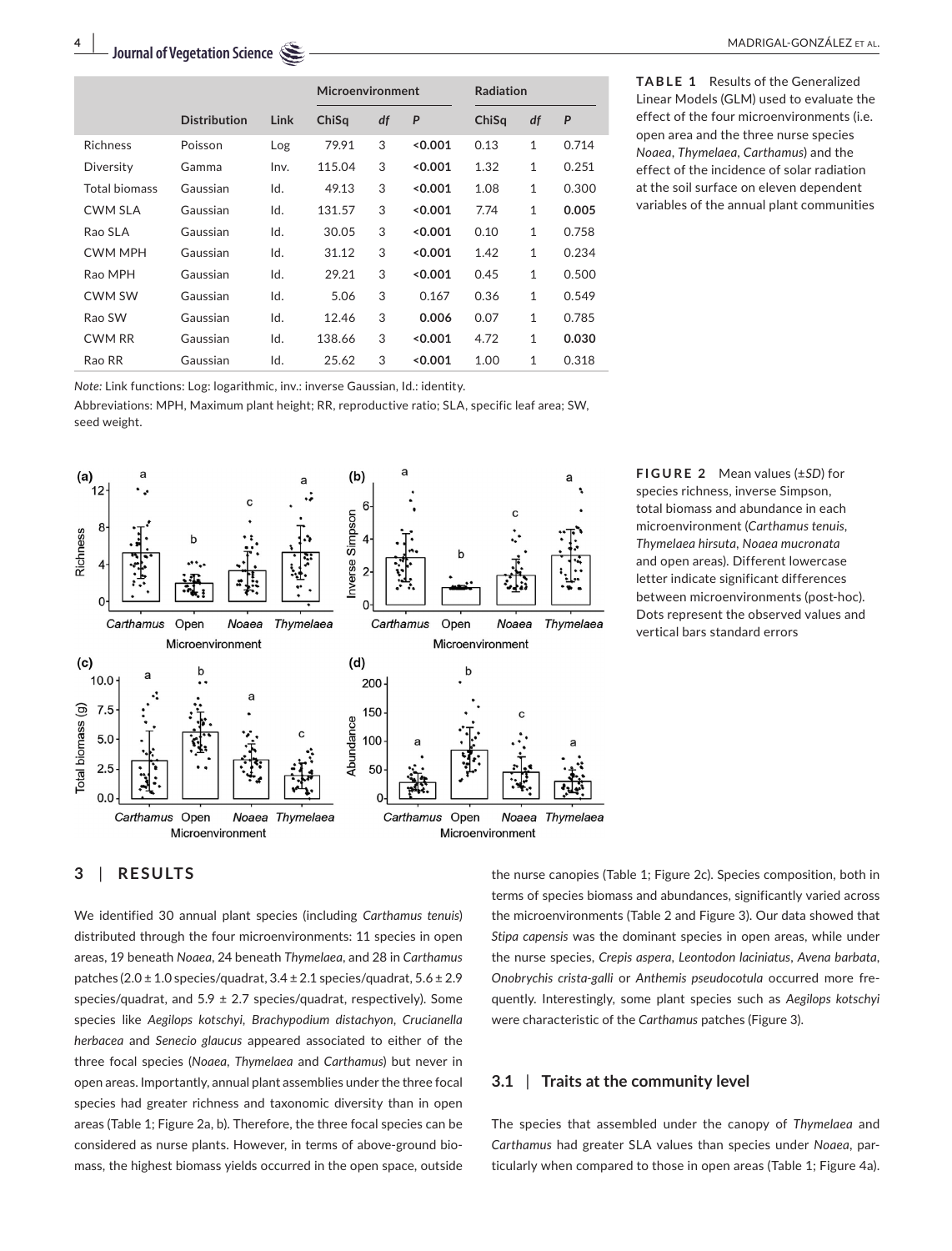**TABLE 1** Results of the Generalized Linear Models (GLM) used to evaluate the effect of the four microenvironments (i.e. open area and the three nurse species *Noaea*, *Thymelaea*, *Carthamus*) and the effect of the incidence of solar radiation at the soil surface on eleven dependent variables of the annual plant communities

| | | | Microenvironment | | | Radiation | | |
|---|---|---|---|---|---|---|---|---|
| | Distribution | Link | ChiSq | *df* | *P* | ChiSq | *df* | *P* |
| Richness | Poisson | Log | 79.91 | 3 | **<0.001** | 0.13 | 1 | 0.714 |
| Diversity | Gamma | Inv. | 115.04 | 3 | **<0.001** | 1.32 | 1 | 0.251 |
| Total biomass | Gaussian | Id. | 49.13 | 3 | **<0.001** | 1.08 | 1 | 0.300 |
| CWM SLA | Gaussian | Id. | 131.57 | 3 | **<0.001** | 7.74 | 1 | **0.005** |
| Rao SLA | Gaussian | Id. | 30.05 | 3 | **<0.001** | 0.10 | 1 | 0.758 |
| CWM MPH | Gaussian | Id. | 31.12 | 3 | **<0.001** | 1.42 | 1 | 0.234 |
| Rao MPH | Gaussian | Id. | 29.21 | 3 | **<0.001** | 0.45 | 1 | 0.500 |
| CWM SW | Gaussian | Id. | 5.06 | 3 | 0.167 | 0.36 | 1 | 0.549 |
| Rao SW | Gaussian | Id. | 12.46 | 3 | **0.006** | 0.07 | 1 | 0.785 |
| CWM RR | Gaussian | Id. | 138.66 | 3 | **<0.001** | 4.72 | 1 | **0.030** |
| Rao RR | Gaussian | Id. | 25.62 | 3 | **<0.001** | 1.00 | 1 | 0.318 |

*Note:* Link functions: Log: logarithmic, inv.: inverse Gaussian, Id.: identity.

Abbreviations: MPH, Maximum plant height; RR, reproductive ratio; SLA, specific leaf area; SW, seed weight.

**FIGURE 2** Mean values (±*SD*) for species richness, inverse Simpson, total biomass and abundance in each microenvironment (*Carthamus tenuis*, *Thymelaea hirsuta*, *Noaea mucronata* and open areas). Different lowercase letter indicate significant differences between microenvironments (post-hoc). Dots represent the observed values and vertical bars standard errors

## 3 | RESULTS

We identified 30 annual plant species (including *Carthamus tenuis*) distributed through the four microenvironments: 11 species in open areas, 19 beneath *Noaea*, 24 beneath *Thymelaea*, and 28 in *Carthamus* patches (2.0 ± 1.0 species/quadrat, 3.4 ± 2.1 species/quadrat, 5.6 ± 2.9 species/quadrat, and 5.9 ± 2.7 species/quadrat, respectively). Some species like *Aegilops kotschyi*, *Brachypodium distachyon*, *Crucianella herbacea* and *Senecio glaucus* appeared associated to either of the three focal species (*Noaea*, *Thymelaea* and *Carthamus*) but never in open areas. Importantly, annual plant assemblies under the three focal species had greater richness and taxonomic diversity than in open areas (Table 1; Figure 2a, b). Therefore, the three focal species can be considered as nurse plants. However, in terms of above-ground biomass, the highest biomass yields occurred in the open space, outside the nurse canopies (Table 1; Figure 2c). Species composition, both in terms of species biomass and abundances, significantly varied across the microenvironments (Table 2 and Figure 3). Our data showed that *Stipa capensis* was the dominant species in open areas, while under the nurse species, *Crepis aspera*, *Leontodon laciniatus*, *Avena barbata*, *Onobrychis crista-galli* or *Anthemis pseudocotula* occurred more frequently. Interestingly, some plant species such as *Aegilops kotschyi* were characteristic of the *Carthamus* patches (Figure 3).

### 3.1 | Traits at the community level

The species that assembled under the canopy of *Thymelaea* and *Carthamus* had greater SLA values than species under *Noaea*, particularly when compared to those in open areas (Table 1; Figure 4a).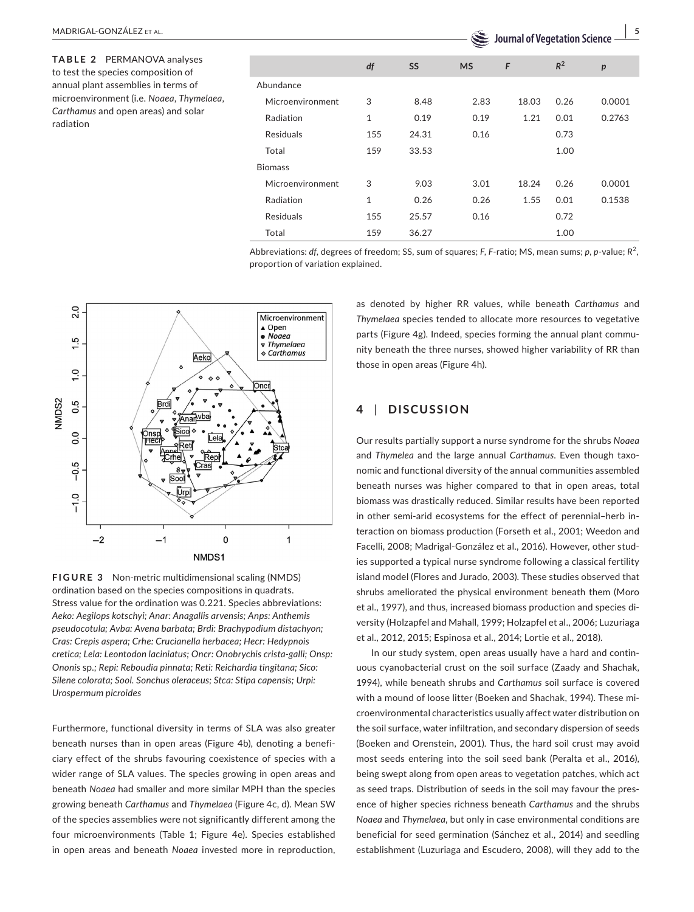**TABLE 2** PERMANOVA analyses to test the species composition of annual plant assemblies in terms of microenvironment (i.e. *Noaea*, *Thymelaea*, *Carthamus* and open areas) and solar radiation

| | *df* | SS | MS | *F* | $R^2$ | *p* |
|---|---|---|---|---|---|---|
| Abundance | | | | | | |
| Microenvironment | 3 | 8.48 | 2.83 | 18.03 | 0.26 | 0.0001 |
| Radiation | 1 | 0.19 | 0.19 | 1.21 | 0.01 | 0.2763 |
| Residuals | 155 | 24.31 | 0.16 | | 0.73 | |
| Total | 159 | 33.53 | | | 1.00 | |
| Biomass | | | | | | |
| Microenvironment | 3 | 9.03 | 3.01 | 18.24 | 0.26 | 0.0001 |
| Radiation | 1 | 0.26 | 0.26 | 1.55 | 0.01 | 0.1538 |
| Residuals | 155 | 25.57 | 0.16 | | 0.72 | |
| Total | 159 | 36.27 | | | 1.00 | |

Abbreviations: *df*, degrees of freedom; SS, sum of squares; *F*, *F*-ratio; MS, mean sums; *p*, *p*-value; $R^2$, proportion of variation explained.

**FIGURE 3** Non-metric multidimensional scaling (NMDS) ordination based on the species compositions in quadrats. Stress value for the ordination was 0.221. Species abbreviations: *Aeko: Aegilops kotschyi; Anar: Anagallis arvensis; Anps: Anthemis pseudocotula; Avba: Avena barbata; Brdi: Brachypodium distachyon; Cras: Crepis aspera; Crhe: Crucianella herbacea; Hecr: Hedypnois cretica; Lela: Leontodon laciniatus; Oncr: Onobrychis crista-galli; Onsp: Ononis* sp.*; Repi: Reboudia pinnata; Reti: Reichardia tingitana; Sico: Silene colorata; Sool. Sonchus oleraceus; Stca: Stipa capensis; Urpi: Urospermum picroides*

Furthermore, functional diversity in terms of SLA was also greater beneath nurses than in open areas (Figure 4b), denoting a beneficiary effect of the shrubs favouring coexistence of species with a wider range of SLA values. The species growing in open areas and beneath *Noaea* had smaller and more similar MPH than the species growing beneath *Carthamus* and *Thymelaea* (Figure 4c, d). Mean SW of the species assemblies were not significantly different among the four microenvironments (Table 1; Figure 4e). Species established in open areas and beneath *Noaea* invested more in reproduction, as denoted by higher RR values, while beneath *Carthamus* and *Thymelaea* species tended to allocate more resources to vegetative parts (Figure 4g). Indeed, species forming the annual plant community beneath the three nurses, showed higher variability of RR than those in open areas (Figure 4h).

## 4 | DISCUSSION

Our results partially support a nurse syndrome for the shrubs *Noaea* and *Thymelea* and the large annual *Carthamus*. Even though taxonomic and functional diversity of the annual communities assembled beneath nurses was higher compared to that in open areas, total biomass was drastically reduced. Similar results have been reported in other semi-arid ecosystems for the effect of perennial–herb interaction on biomass production (Forseth et al., 2001; Weedon and Facelli, 2008; Madrigal-González et al., 2016). However, other studies supported a typical nurse syndrome following a classical fertility island model (Flores and Jurado, 2003). These studies observed that shrubs ameliorated the physical environment beneath them (Moro et al., 1997), and thus, increased biomass production and species diversity (Holzapfel and Mahall, 1999; Holzapfel et al., 2006; Luzuriaga et al., 2012, 2015; Espinosa et al., 2014; Lortie et al., 2018).

In our study system, open areas usually have a hard and continuous cyanobacterial crust on the soil surface (Zaady and Shachak, 1994), while beneath shrubs and *Carthamus* soil surface is covered with a mound of loose litter (Boeken and Shachak, 1994). These microenvironmental characteristics usually affect water distribution on the soil surface, water infiltration, and secondary dispersion of seeds (Boeken and Orenstein, 2001). Thus, the hard soil crust may avoid most seeds entering into the soil seed bank (Peralta et al., 2016), being swept along from open areas to vegetation patches, which act as seed traps. Distribution of seeds in the soil may favour the presence of higher species richness beneath *Carthamus* and the shrubs *Noaea* and *Thymelaea*, but only in case environmental conditions are beneficial for seed germination (Sánchez et al., 2014) and seedling establishment (Luzuriaga and Escudero, 2008), will they add to the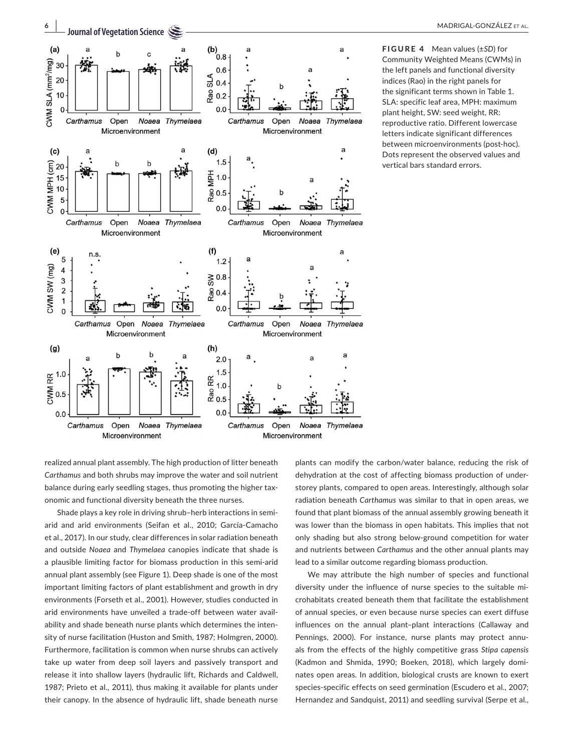**FIGURE 4** Mean values (±*SD*) for Community Weighted Means (CWMs) in the left panels and functional diversity indices (Rao) in the right panels for the significant terms shown in Table 1. SLA: specific leaf area, MPH: maximum plant height, SW: seed weight, RR: reproductive ratio. Different lowercase letters indicate significant differences between microenvironments (post-hoc). Dots represent the observed values and vertical bars standard errors.

realized annual plant assembly. The high production of litter beneath *Carthamus* and both shrubs may improve the water and soil nutrient balance during early seedling stages, thus promoting the higher taxonomic and functional diversity beneath the three nurses.

Shade plays a key role in driving shrub–herb interactions in semi-arid and arid environments (Seifan et al., 2010; García-Camacho et al., 2017). In our study, clear differences in solar radiation beneath and outside *Noaea* and *Thymelaea* canopies indicate that shade is a plausible limiting factor for biomass production in this semi-arid annual plant assembly (see Figure 1). Deep shade is one of the most important limiting factors of plant establishment and growth in dry environments (Forseth et al., 2001). However, studies conducted in arid environments have unveiled a trade-off between water availability and shade beneath nurse plants which determines the intensity of nurse facilitation (Huston and Smith, 1987; Holmgren, 2000). Furthermore, facilitation is common when nurse shrubs can actively take up water from deep soil layers and passively transport and release it into shallow layers (hydraulic lift, Richards and Caldwell, 1987; Prieto et al., 2011), thus making it available for plants under their canopy. In the absence of hydraulic lift, shade beneath nurse plants can modify the carbon/water balance, reducing the risk of dehydration at the cost of affecting biomass production of understorey plants, compared to open areas. Interestingly, although solar radiation beneath *Carthamus* was similar to that in open areas, we found that plant biomass of the annual assembly growing beneath it was lower than the biomass in open habitats. This implies that not only shading but also strong below-ground competition for water and nutrients between *Carthamus* and the other annual plants may lead to a similar outcome regarding biomass production.

We may attribute the high number of species and functional diversity under the influence of nurse species to the suitable microhabitats created beneath them that facilitate the establishment of annual species, or even because nurse species can exert diffuse influences on the annual plant–plant interactions (Callaway and Pennings, 2000). For instance, nurse plants may protect annuals from the effects of the highly competitive grass *Stipa capensis* (Kadmon and Shmida, 1990; Boeken, 2018), which largely dominates open areas. In addition, biological crusts are known to exert species-specific effects on seed germination (Escudero et al., 2007; Hernandez and Sandquist, 2011) and seedling survival (Serpe et al.,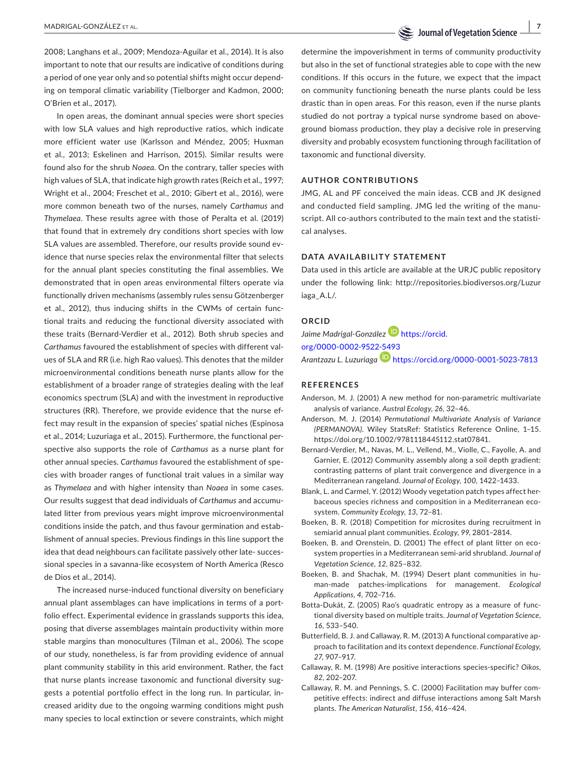2008; Langhans et al., 2009; Mendoza-Aguilar et al., 2014). It is also important to note that our results are indicative of conditions during a period of one year only and so potential shifts might occur depending on temporal climatic variability (Tielborger and Kadmon, 2000; O'Brien et al., 2017).

In open areas, the dominant annual species were short species with low SLA values and high reproductive ratios, which indicate more efficient water use (Karlsson and Méndez, 2005; Huxman et al., 2013; Eskelinen and Harrison, 2015). Similar results were found also for the shrub *Noaea*. On the contrary, taller species with high values of SLA, that indicate high growth rates (Reich et al., 1997; Wright et al., 2004; Freschet et al., 2010; Gibert et al., 2016), were more common beneath two of the nurses, namely *Carthamus* and *Thymelaea*. These results agree with those of Peralta et al. (2019) that found that in extremely dry conditions short species with low SLA values are assembled. Therefore, our results provide sound evidence that nurse species relax the environmental filter that selects for the annual plant species constituting the final assemblies. We demonstrated that in open areas environmental filters operate via functionally driven mechanisms (assembly rules sensu Götzenberger et al., 2012), thus inducing shifts in the CWMs of certain functional traits and reducing the functional diversity associated with these traits (Bernard-Verdier et al., 2012). Both shrub species and *Carthamus* favoured the establishment of species with different values of SLA and RR (i.e. high Rao values). This denotes that the milder microenvironmental conditions beneath nurse plants allow for the establishment of a broader range of strategies dealing with the leaf economics spectrum (SLA) and with the investment in reproductive structures (RR). Therefore, we provide evidence that the nurse effect may result in the expansion of species' spatial niches (Espinosa et al., 2014; Luzuriaga et al., 2015). Furthermore, the functional perspective also supports the role of *Carthamus* as a nurse plant for other annual species. *Carthamus* favoured the establishment of species with broader ranges of functional trait values in a similar way as *Thymelaea* and with higher intensity than *Noaea* in some cases. Our results suggest that dead individuals of *Carthamus* and accumulated litter from previous years might improve microenvironmental conditions inside the patch, and thus favour germination and establishment of annual species. Previous findings in this line support the idea that dead neighbours can facilitate passively other late- successional species in a savanna-like ecosystem of North America (Resco de Dios et al., 2014).

The increased nurse-induced functional diversity on beneficiary annual plant assemblages can have implications in terms of a portfolio effect. Experimental evidence in grasslands supports this idea, posing that diverse assemblages maintain productivity within more stable margins than monocultures (Tilman et al., 2006). The scope of our study, nonetheless, is far from providing evidence of annual plant community stability in this arid environment. Rather, the fact that nurse plants increase taxonomic and functional diversity suggests a potential portfolio effect in the long run. In particular, increased aridity due to the ongoing warming conditions might push many species to local extinction or severe constraints, which might determine the impoverishment in terms of community productivity but also in the set of functional strategies able to cope with the new conditions. If this occurs in the future, we expect that the impact on community functioning beneath the nurse plants could be less drastic than in open areas. For this reason, even if the nurse plants studied do not portray a typical nurse syndrome based on aboveground biomass production, they play a decisive role in preserving diversity and probably ecosystem functioning through facilitation of taxonomic and functional diversity.

## AUTHOR CONTRIBUTIONS

JMG, AL and PF conceived the main ideas. CCB and JK designed and conducted field sampling. JMG led the writing of the manuscript. All co-authors contributed to the main text and the statistical analyses.

## DATA AVAILABILITY STATEMENT

Data used in this article are available at the URJC public repository under the following link: http://repositories.biodiversos.org/Luzuriaga_A.L/.

## ORCID

*Jaime Madrigal-González* https://orcid.org/0000-0002-9522-5493

*Arantzazu L. Luzuriaga* https://orcid.org/0000-0001-5023-7813

## REFERENCES

Anderson, M. J. (2001) A new method for non-parametric multivariate analysis of variance. *Austral Ecology*, *26*, 32–46.

Anderson, M. J. (2014) *Permutational Multivariate Analysis of Variance (PERMANOVA)*. Wiley StatsRef: Statistics Reference Online, 1–15. https://doi.org/10.1002/9781118445112.stat07841.

Bernard-Verdier, M., Navas, M. L., Vellend, M., Violle, C., Fayolle, A. and Garnier, E. (2012) Community assembly along a soil depth gradient: contrasting patterns of plant trait convergence and divergence in a Mediterranean rangeland. *Journal of Ecology*, *100*, 1422–1433.

Blank, L. and Carmel, Y. (2012) Woody vegetation patch types affect herbaceous species richness and composition in a Mediterranean ecosystem. *Community Ecology*, *13*, 72–81.

Boeken, B. R. (2018) Competition for microsites during recruitment in semiarid annual plant communities. *Ecology*, *99*, 2801–2814.

Boeken, B. and Orenstein, D. (2001) The effect of plant litter on ecosystem properties in a Mediterranean semi-arid shrubland. *Journal of Vegetation Science*, *12*, 825–832.

Boeken, B. and Shachak, M. (1994) Desert plant communities in human-made patches-implications for management. *Ecological Applications*, *4*, 702–716.

Botta-Dukát, Z. (2005) Rao's quadratic entropy as a measure of functional diversity based on multiple traits. *Journal of Vegetation Science*, *16*, 533–540.

Butterfield, B. J. and Callaway, R. M. (2013) A functional comparative approach to facilitation and its context dependence. *Functional Ecology*, *27*, 907–917.

Callaway, R. M. (1998) Are positive interactions species-specific? *Oikos*, *82*, 202–207.

Callaway, R. M. and Pennings, S. C. (2000) Facilitation may buffer competitive effects: indirect and diffuse interactions among Salt Marsh plants. *The American Naturalist*, *156*, 416–424.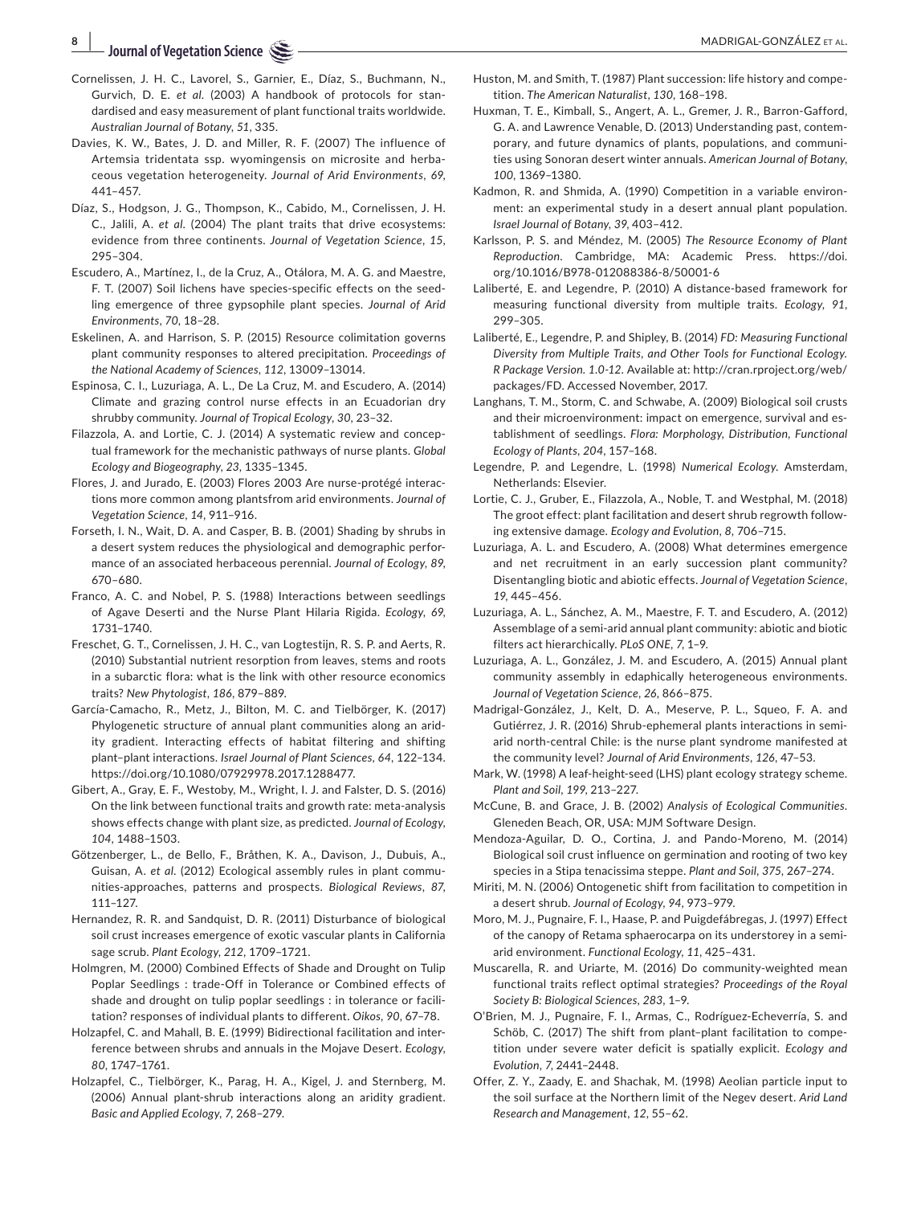Cornelissen, J. H. C., Lavorel, S., Garnier, E., Díaz, S., Buchmann, N., Gurvich, D. E. *et al.* (2003) A handbook of protocols for standardised and easy measurement of plant functional traits worldwide. *Australian Journal of Botany*, *51*, 335.

Davies, K. W., Bates, J. D. and Miller, R. F. (2007) The influence of Artemsia tridentata ssp. wyomingensis on microsite and herbaceous vegetation heterogeneity. *Journal of Arid Environments*, *69*, 441–457.

Díaz, S., Hodgson, J. G., Thompson, K., Cabido, M., Cornelissen, J. H. C., Jalili, A. *et al.* (2004) The plant traits that drive ecosystems: evidence from three continents. *Journal of Vegetation Science*, *15*, 295–304.

Escudero, A., Martínez, I., de la Cruz, A., Otálora, M. A. G. and Maestre, F. T. (2007) Soil lichens have species-specific effects on the seedling emergence of three gypsophile plant species. *Journal of Arid Environments*, *70*, 18–28.

Eskelinen, A. and Harrison, S. P. (2015) Resource colimitation governs plant community responses to altered precipitation. *Proceedings of the National Academy of Sciences*, *112*, 13009–13014.

Espinosa, C. I., Luzuriaga, A. L., De La Cruz, M. and Escudero, A. (2014) Climate and grazing control nurse effects in an Ecuadorian dry shrubby community. *Journal of Tropical Ecology*, *30*, 23–32.

Filazzola, A. and Lortie, C. J. (2014) A systematic review and conceptual framework for the mechanistic pathways of nurse plants. *Global Ecology and Biogeography*, *23*, 1335–1345.

Flores, J. and Jurado, E. (2003) Flores 2003 Are nurse-protégé interactions more common among plantsfrom arid environments. *Journal of Vegetation Science*, *14*, 911–916.

Forseth, I. N., Wait, D. A. and Casper, B. B. (2001) Shading by shrubs in a desert system reduces the physiological and demographic performance of an associated herbaceous perennial. *Journal of Ecology*, *89*, 670–680.

Franco, A. C. and Nobel, P. S. (1988) Interactions between seedlings of Agave Deserti and the Nurse Plant Hilaria Rigida. *Ecology*, *69*, 1731–1740.

Freschet, G. T., Cornelissen, J. H. C., van Logtestijn, R. S. P. and Aerts, R. (2010) Substantial nutrient resorption from leaves, stems and roots in a subarctic flora: what is the link with other resource economics traits? *New Phytologist*, *186*, 879–889.

García-Camacho, R., Metz, J., Bilton, M. C. and Tielbörger, K. (2017) Phylogenetic structure of annual plant communities along an aridity gradient. Interacting effects of habitat filtering and shifting plant–plant interactions. *Israel Journal of Plant Sciences*, *64*, 122–134. https://doi.org/10.1080/07929978.2017.1288477.

Gibert, A., Gray, E. F., Westoby, M., Wright, I. J. and Falster, D. S. (2016) On the link between functional traits and growth rate: meta-analysis shows effects change with plant size, as predicted. *Journal of Ecology*, *104*, 1488–1503.

Götzenberger, L., de Bello, F., Bråthen, K. A., Davison, J., Dubuis, A., Guisan, A. *et al.* (2012) Ecological assembly rules in plant communities-approaches, patterns and prospects. *Biological Reviews*, *87*, 111–127.

Hernandez, R. R. and Sandquist, D. R. (2011) Disturbance of biological soil crust increases emergence of exotic vascular plants in California sage scrub. *Plant Ecology*, *212*, 1709–1721.

Holmgren, M. (2000) Combined Effects of Shade and Drought on Tulip Poplar Seedlings : trade-Off in Tolerance or Combined effects of shade and drought on tulip poplar seedlings : in tolerance or facilitation? responses of individual plants to different. *Oikos*, *90*, 67–78.

Holzapfel, C. and Mahall, B. E. (1999) Bidirectional facilitation and interference between shrubs and annuals in the Mojave Desert. *Ecology*, *80*, 1747–1761.

Holzapfel, C., Tielbörger, K., Parag, H. A., Kigel, J. and Sternberg, M. (2006) Annual plant-shrub interactions along an aridity gradient. *Basic and Applied Ecology*, *7*, 268–279.

Huston, M. and Smith, T. (1987) Plant succession: life history and competition. *The American Naturalist*, *130*, 168–198.

Huxman, T. E., Kimball, S., Angert, A. L., Gremer, J. R., Barron-Gafford, G. A. and Lawrence Venable, D. (2013) Understanding past, contemporary, and future dynamics of plants, populations, and communities using Sonoran desert winter annuals. *American Journal of Botany*, *100*, 1369–1380.

Kadmon, R. and Shmida, A. (1990) Competition in a variable environment: an experimental study in a desert annual plant population. *Israel Journal of Botany*, *39*, 403–412.

Karlsson, P. S. and Méndez, M. (2005) *The Resource Economy of Plant Reproduction*. Cambridge, MA: Academic Press. https://doi.org/10.1016/B978-012088386-8/50001-6

Laliberté, E. and Legendre, P. (2010) A distance-based framework for measuring functional diversity from multiple traits. *Ecology*, *91*, 299–305.

Laliberté, E., Legendre, P. and Shipley, B. (2014) *FD: Measuring Functional Diversity from Multiple Traits, and Other Tools for Functional Ecology. R Package Version. 1.0-12*. Available at: http://cran.rproject.org/web/packages/FD. Accessed November, 2017.

Langhans, T. M., Storm, C. and Schwabe, A. (2009) Biological soil crusts and their microenvironment: impact on emergence, survival and establishment of seedlings. *Flora: Morphology, Distribution, Functional Ecology of Plants*, *204*, 157–168.

Legendre, P. and Legendre, L. (1998) *Numerical Ecology*. Amsterdam, Netherlands: Elsevier.

Lortie, C. J., Gruber, E., Filazzola, A., Noble, T. and Westphal, M. (2018) The groot effect: plant facilitation and desert shrub regrowth following extensive damage. *Ecology and Evolution*, *8*, 706–715.

Luzuriaga, A. L. and Escudero, A. (2008) What determines emergence and net recruitment in an early succession plant community? Disentangling biotic and abiotic effects. *Journal of Vegetation Science*, *19*, 445–456.

Luzuriaga, A. L., Sánchez, A. M., Maestre, F. T. and Escudero, A. (2012) Assemblage of a semi-arid annual plant community: abiotic and biotic filters act hierarchically. *PLoS ONE*, *7*, 1–9.

Luzuriaga, A. L., González, J. M. and Escudero, A. (2015) Annual plant community assembly in edaphically heterogeneous environments. *Journal of Vegetation Science*, *26*, 866–875.

Madrigal-González, J., Kelt, D. A., Meserve, P. L., Squeo, F. A. and Gutiérrez, J. R. (2016) Shrub-ephemeral plants interactions in semi-arid north-central Chile: is the nurse plant syndrome manifested at the community level? *Journal of Arid Environments*, *126*, 47–53.

Mark, W. (1998) A leaf-height-seed (LHS) plant ecology strategy scheme. *Plant and Soil*, *199*, 213–227.

McCune, B. and Grace, J. B. (2002) *Analysis of Ecological Communities*. Gleneden Beach, OR, USA: MJM Software Design.

Mendoza-Aguilar, D. O., Cortina, J. and Pando-Moreno, M. (2014) Biological soil crust influence on germination and rooting of two key species in a Stipa tenacissima steppe. *Plant and Soil*, *375*, 267–274.

Miriti, M. N. (2006) Ontogenetic shift from facilitation to competition in a desert shrub. *Journal of Ecology*, *94*, 973–979.

Moro, M. J., Pugnaire, F. I., Haase, P. and Puigdefábregas, J. (1997) Effect of the canopy of Retama sphaerocarpa on its understorey in a semiarid environment. *Functional Ecology*, *11*, 425–431.

Muscarella, R. and Uriarte, M. (2016) Do community-weighted mean functional traits reflect optimal strategies? *Proceedings of the Royal Society B: Biological Sciences*, *283*, 1–9.

O'Brien, M. J., Pugnaire, F. I., Armas, C., Rodríguez-Echeverría, S. and Schöb, C. (2017) The shift from plant–plant facilitation to competition under severe water deficit is spatially explicit. *Ecology and Evolution*, *7*, 2441–2448.

Offer, Z. Y., Zaady, E. and Shachak, M. (1998) Aeolian particle input to the soil surface at the Northern limit of the Negev desert. *Arid Land Research and Management*, *12*, 55–62.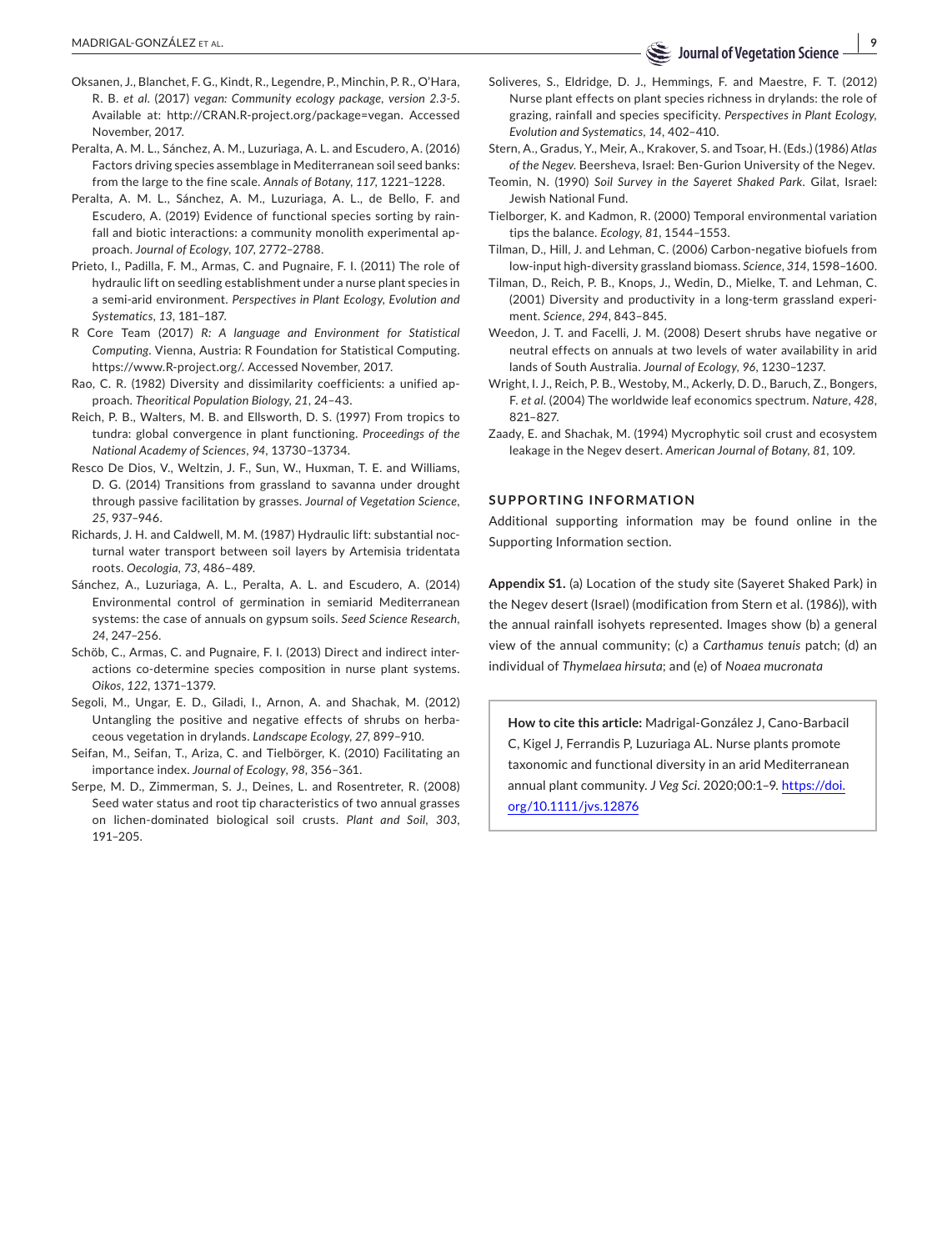Oksanen, J., Blanchet, F. G., Kindt, R., Legendre, P., Minchin, P. R., O'Hara, R. B. *et al*. (2017) *vegan: Community ecology package, version 2.3-5*. Available at: http://CRAN.R-project.org/package=vegan. Accessed November, 2017.

Peralta, A. M. L., Sánchez, A. M., Luzuriaga, A. L. and Escudero, A. (2016) Factors driving species assemblage in Mediterranean soil seed banks: from the large to the fine scale. *Annals of Botany*, *117*, 1221–1228.

Peralta, A. M. L., Sánchez, A. M., Luzuriaga, A. L., de Bello, F. and Escudero, A. (2019) Evidence of functional species sorting by rainfall and biotic interactions: a community monolith experimental approach. *Journal of Ecology*, *107*, 2772–2788.

Prieto, I., Padilla, F. M., Armas, C. and Pugnaire, F. I. (2011) The role of hydraulic lift on seedling establishment under a nurse plant species in a semi-arid environment. *Perspectives in Plant Ecology, Evolution and Systematics*, *13*, 181–187.

R Core Team (2017) *R: A language and Environment for Statistical Computing*. Vienna, Austria: R Foundation for Statistical Computing. https://www.R-project.org/. Accessed November, 2017.

Rao, C. R. (1982) Diversity and dissimilarity coefficients: a unified approach. *Theoritical Population Biology*, *21*, 24–43.

Reich, P. B., Walters, M. B. and Ellsworth, D. S. (1997) From tropics to tundra: global convergence in plant functioning. *Proceedings of the National Academy of Sciences*, *94*, 13730–13734.

Resco De Dios, V., Weltzin, J. F., Sun, W., Huxman, T. E. and Williams, D. G. (2014) Transitions from grassland to savanna under drought through passive facilitation by grasses. *Journal of Vegetation Science*, *25*, 937–946.

Richards, J. H. and Caldwell, M. M. (1987) Hydraulic lift: substantial nocturnal water transport between soil layers by Artemisia tridentata roots. *Oecologia*, *73*, 486–489.

Sánchez, A., Luzuriaga, A. L., Peralta, A. L. and Escudero, A. (2014) Environmental control of germination in semiarid Mediterranean systems: the case of annuals on gypsum soils. *Seed Science Research*, *24*, 247–256.

Schöb, C., Armas, C. and Pugnaire, F. I. (2013) Direct and indirect interactions co-determine species composition in nurse plant systems. *Oikos*, *122*, 1371–1379.

Segoli, M., Ungar, E. D., Giladi, I., Arnon, A. and Shachak, M. (2012) Untangling the positive and negative effects of shrubs on herbaceous vegetation in drylands. *Landscape Ecology*, *27*, 899–910.

Seifan, M., Seifan, T., Ariza, C. and Tielbörger, K. (2010) Facilitating an importance index. *Journal of Ecology*, *98*, 356–361.

Serpe, M. D., Zimmerman, S. J., Deines, L. and Rosentreter, R. (2008) Seed water status and root tip characteristics of two annual grasses on lichen-dominated biological soil crusts. *Plant and Soil*, *303*, 191–205.

Soliveres, S., Eldridge, D. J., Hemmings, F. and Maestre, F. T. (2012) Nurse plant effects on plant species richness in drylands: the role of grazing, rainfall and species specificity. *Perspectives in Plant Ecology, Evolution and Systematics*, *14*, 402–410.

Stern, A., Gradus, Y., Meir, A., Krakover, S. and Tsoar, H. (Eds.) (1986) *Atlas of the Negev*. Beersheva, Israel: Ben-Gurion University of the Negev.

Teomin, N. (1990) *Soil Survey in the Sayeret Shaked Park*. Gilat, Israel: Jewish National Fund.

Tielborger, K. and Kadmon, R. (2000) Temporal environmental variation tips the balance. *Ecology*, *81*, 1544–1553.

Tilman, D., Hill, J. and Lehman, C. (2006) Carbon-negative biofuels from low-input high-diversity grassland biomass. *Science*, *314*, 1598–1600.

Tilman, D., Reich, P. B., Knops, J., Wedin, D., Mielke, T. and Lehman, C. (2001) Diversity and productivity in a long-term grassland experiment. *Science*, *294*, 843–845.

Weedon, J. T. and Facelli, J. M. (2008) Desert shrubs have negative or neutral effects on annuals at two levels of water availability in arid lands of South Australia. *Journal of Ecology*, *96*, 1230–1237.

Wright, I. J., Reich, P. B., Westoby, M., Ackerly, D. D., Baruch, Z., Bongers, F. *et al*. (2004) The worldwide leaf economics spectrum. *Nature*, *428*, 821–827.

Zaady, E. and Shachak, M. (1994) Mycrophytic soil crust and ecosystem leakage in the Negev desert. *American Journal of Botany*, *81*, 109.

## SUPPORTING INFORMATION

Additional supporting information may be found online in the Supporting Information section.

**Appendix S1.** (a) Location of the study site (Sayeret Shaked Park) in the Negev desert (Israel) (modification from Stern et al. (1986)), with the annual rainfall isohyets represented. Images show (b) a general view of the annual community; (c) a *Carthamus tenuis* patch; (d) an individual of *Thymelaea hirsuta*; and (e) of *Noaea mucronata*

**How to cite this article:** Madrigal-González J, Cano-Barbacil C, Kigel J, Ferrandis P, Luzuriaga AL. Nurse plants promote taxonomic and functional diversity in an arid Mediterranean annual plant community. *J Veg Sci*. 2020;00:1–9. https://doi.org/10.1111/jvs.12876